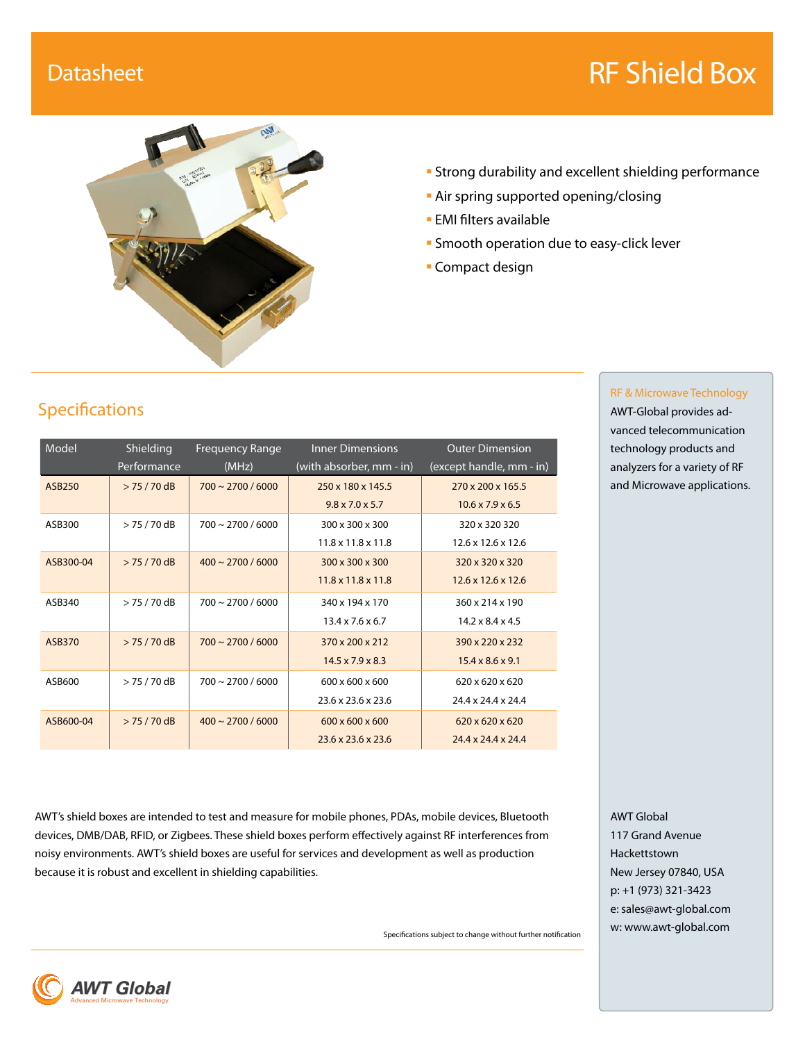# Datasheet

# RF Shield Box

- Strong durability and excellent shielding performance
- Air spring supported opening/closing
- EMI filters available
- Smooth operation due to easy-click lever
- Compact design

## Specifications

| Model | Shielding Performance | Frequency Range (MHz) | Inner Dimensions (with absorber, mm - in) | Outer Dimension (except handle, mm - in) |
|---|---|---|---|---|
| ASB250 | > 75 / 70 dB | 700 ~ 2700 / 6000 | 250 x 180 x 145.5<br>9.8 x 7.0 x 5.7 | 270 x 200 x 165.5<br>10.6 x 7.9 x 6.5 |
| ASB300 | > 75 / 70 dB | 700 ~ 2700 / 6000 | 300 x 300 x 300<br>11.8 x 11.8 x 11.8 | 320 x 320 320<br>12.6 x 12.6 x 12.6 |
| ASB300-04 | > 75 / 70 dB | 400 ~ 2700 / 6000 | 300 x 300 x 300<br>11.8 x 11.8 x 11.8 | 320 x 320 x 320<br>12.6 x 12.6 x 12.6 |
| ASB340 | > 75 / 70 dB | 700 ~ 2700 / 6000 | 340 x 194 x 170<br>13.4 x 7.6 x 6.7 | 360 x 214 x 190<br>14.2 x 8.4 x 4.5 |
| ASB370 | > 75 / 70 dB | 700 ~ 2700 / 6000 | 370 x 200 x 212<br>14.5 x 7.9 x 8.3 | 390 x 220 x 232<br>15.4 x 8.6 x 9.1 |
| ASB600 | > 75 / 70 dB | 700 ~ 2700 / 6000 | 600 x 600 x 600<br>23.6 x 23.6 x 23.6 | 620 x 620 x 620<br>24.4 x 24.4 x 24.4 |
| ASB600-04 | > 75 / 70 dB | 400 ~ 2700 / 6000 | 600 x 600 x 600<br>23.6 x 23.6 x 23.6 | 620 x 620 x 620<br>24.4 x 24.4 x 24.4 |

AWT's shield boxes are intended to test and measure for mobile phones, PDAs, mobile devices, Bluetooth devices, DMB/DAB, RFID, or Zigbees. These shield boxes perform effectively against RF interferences from noisy environments. AWT's shield boxes are useful for services and development as well as production because it is robust and excellent in shielding capabilities.

Specifications subject to change without further notification

RF & Microwave Technology

AWT-Global provides advanced telecommunication technology products and analyzers for a variety of RF and Microwave applications.

AWT Global
117 Grand Avenue
Hackettstown
New Jersey 07840, USA
p: +1 (973) 321-3423
e: sales@awt-global.com
w: www.awt-global.com

AWT Global
Advanced Microwave Technology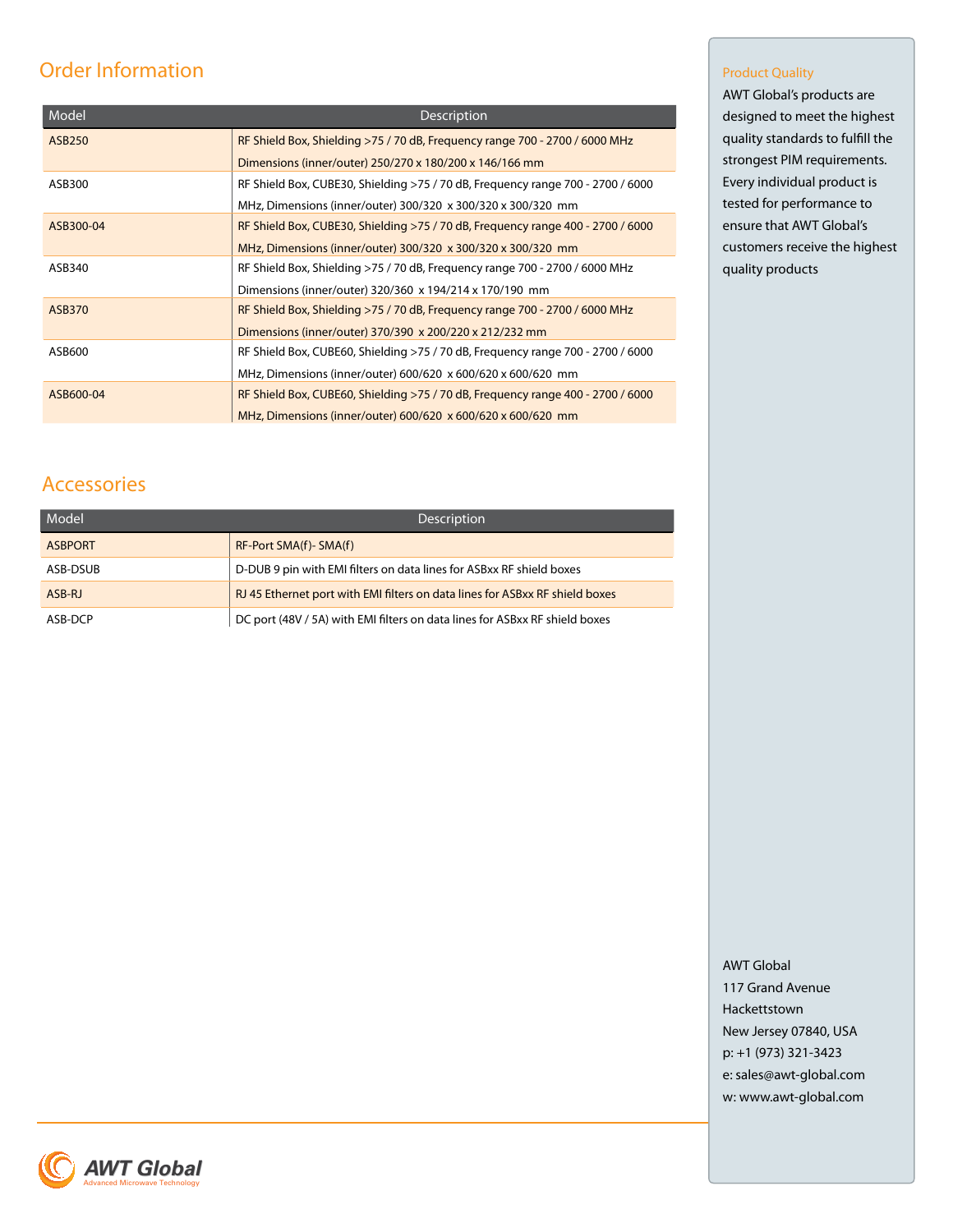## Order Information

| Model | Description |
|---|---|
| ASB250 | RF Shield Box, Shielding >75 / 70 dB, Frequency range 700 - 2700 / 6000 MHz Dimensions (inner/outer) 250/270 x 180/200 x 146/166 mm |
| ASB300 | RF Shield Box, CUBE30, Shielding >75 / 70 dB, Frequency range 700 - 2700 / 6000 MHz, Dimensions (inner/outer) 300/320 x 300/320 x 300/320 mm |
| ASB300-04 | RF Shield Box, CUBE30, Shielding >75 / 70 dB, Frequency range 400 - 2700 / 6000 MHz, Dimensions (inner/outer) 300/320 x 300/320 x 300/320 mm |
| ASB340 | RF Shield Box, Shielding >75 / 70 dB, Frequency range 700 - 2700 / 6000 MHz Dimensions (inner/outer) 320/360 x 194/214 x 170/190 mm |
| ASB370 | RF Shield Box, Shielding >75 / 70 dB, Frequency range 700 - 2700 / 6000 MHz Dimensions (inner/outer) 370/390 x 200/220 x 212/232 mm |
| ASB600 | RF Shield Box, CUBE60, Shielding >75 / 70 dB, Frequency range 700 - 2700 / 6000 MHz, Dimensions (inner/outer) 600/620 x 600/620 x 600/620 mm |
| ASB600-04 | RF Shield Box, CUBE60, Shielding >75 / 70 dB, Frequency range 400 - 2700 / 6000 MHz, Dimensions (inner/outer) 600/620 x 600/620 x 600/620 mm |

## Accessories

| Model | Description |
|---|---|
| ASBPORT | RF-Port SMA(f)- SMA(f) |
| ASB-DSUB | D-DUB 9 pin with EMI filters on data lines for ASBxx RF shield boxes |
| ASB-RJ | RJ 45 Ethernet port with EMI filters on data lines for ASBxx RF shield boxes |
| ASB-DCP | DC port (48V / 5A) with EMI filters on data lines for ASBxx RF shield boxes |

### Product Quality

AWT Global's products are designed to meet the highest quality standards to fulfill the strongest PIM requirements. Every individual product is tested for performance to ensure that AWT Global's customers receive the highest quality products

AWT Global
117 Grand Avenue
Hackettstown
New Jersey 07840, USA
p: +1 (973) 321-3423
e: sales@awt-global.com
w: www.awt-global.com

AWT Global
Advanced Microwave Technology